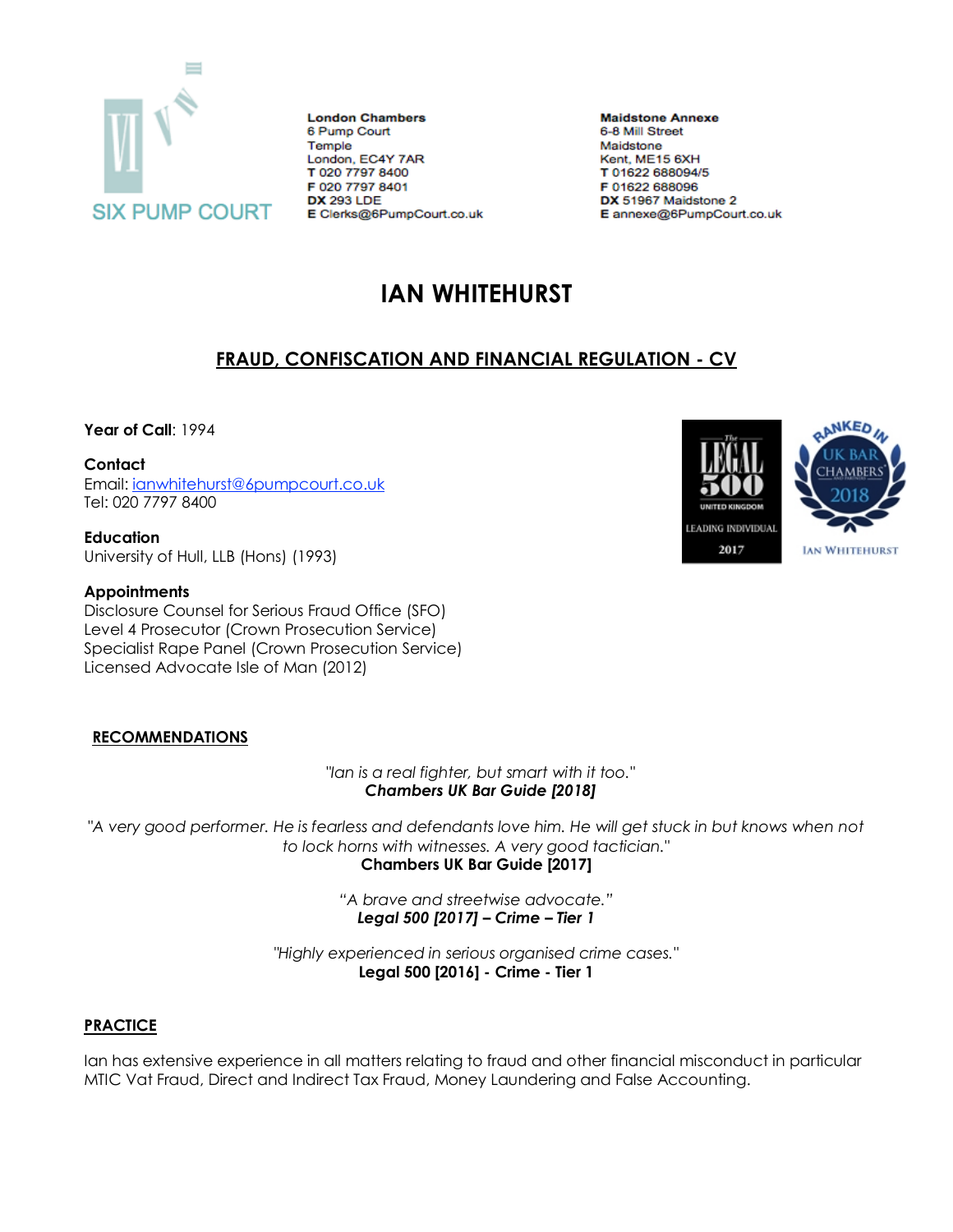SIX PUMP COURT

**London Chambers**
6 Pump Court
Temple
London, EC4Y 7AR
**T** 020 7797 8400
**F** 020 7797 8401
**DX** 293 LDE
**E** Clerks@6PumpCourt.co.uk

**Maidstone Annexe**
6-8 Mill Street
Maidstone
Kent, ME15 6XH
**T** 01622 688094/5
**F** 01622 688096
**DX** 51967 Maidstone 2
**E** annexe@6PumpCourt.co.uk

# IAN WHITEHURST

## FRAUD, CONFISCATION AND FINANCIAL REGULATION - CV

**Year of Call**: 1994

**Contact**
Email: ianwhitehurst@6pumpcourt.co.uk
Tel: 020 7797 8400

**Education**
University of Hull, LLB (Hons) (1993)

**Appointments**
Disclosure Counsel for Serious Fraud Office (SFO)
Level 4 Prosecutor (Crown Prosecution Service)
Specialist Rape Panel (Crown Prosecution Service)
Licensed Advocate Isle of Man (2012)

The Legal 500 United Kingdom Leading Individual 2017

Ranked in UK Bar Chambers 2018 – Ian Whitehurst

### RECOMMENDATIONS

*"Ian is a real fighter, but smart with it too."*
***Chambers UK Bar Guide [2018]***

*"A very good performer. He is fearless and defendants love him. He will get stuck in but knows when not to lock horns with witnesses. A very good tactician."*
**Chambers UK Bar Guide [2017]**

*"A brave and streetwise advocate."*
***Legal 500 [2017] – Crime – Tier 1***

*"Highly experienced in serious organised crime cases."*
**Legal 500 [2016] - Crime - Tier 1**

### PRACTICE

Ian has extensive experience in all matters relating to fraud and other financial misconduct in particular MTIC Vat Fraud, Direct and Indirect Tax Fraud, Money Laundering and False Accounting.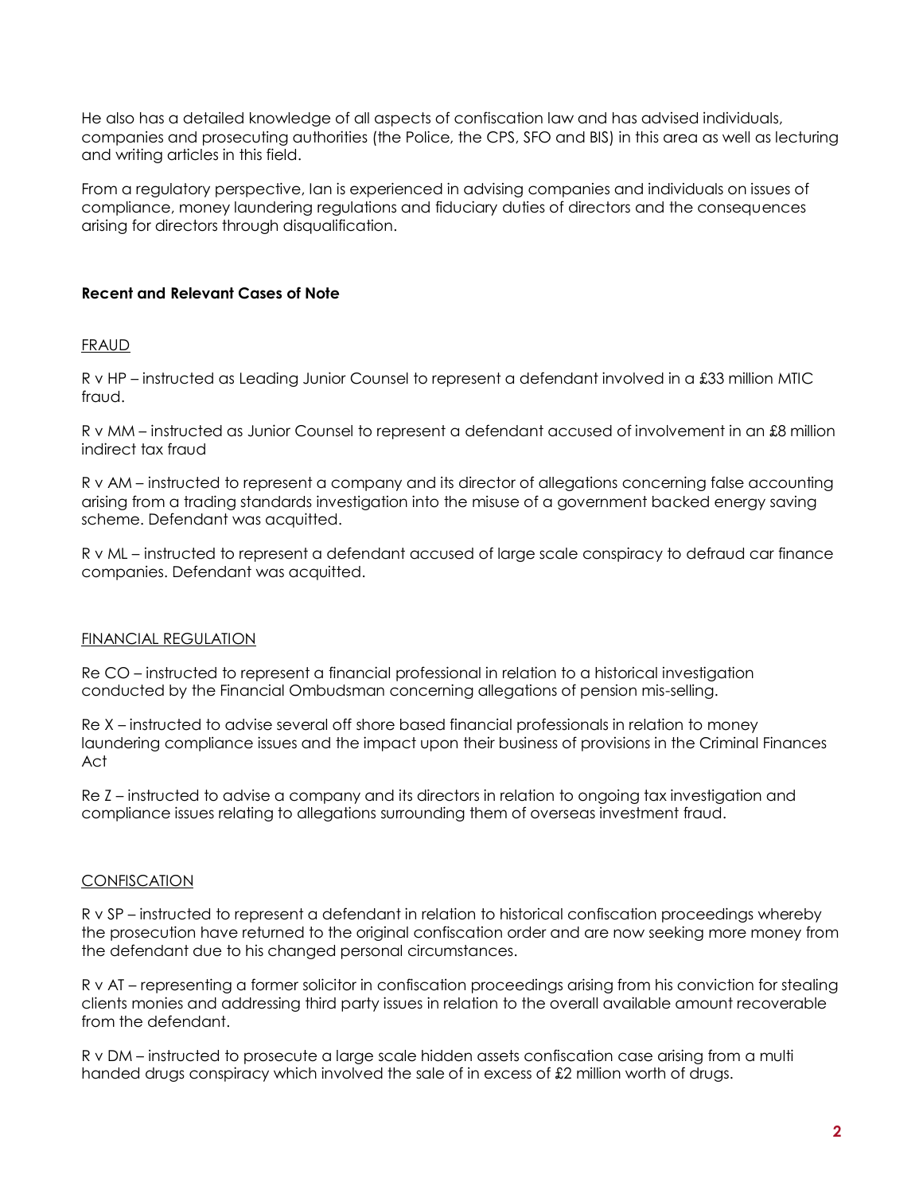He also has a detailed knowledge of all aspects of confiscation law and has advised individuals, companies and prosecuting authorities (the Police, the CPS, SFO and BIS) in this area as well as lecturing and writing articles in this field.

From a regulatory perspective, Ian is experienced in advising companies and individuals on issues of compliance, money laundering regulations and fiduciary duties of directors and the consequences arising for directors through disqualification.

**Recent and Relevant Cases of Note**

<u>FRAUD</u>

R v HP – instructed as Leading Junior Counsel to represent a defendant involved in a £33 million MTIC fraud.

R v MM – instructed as Junior Counsel to represent a defendant accused of involvement in an £8 million indirect tax fraud

R v AM – instructed to represent a company and its director of allegations concerning false accounting arising from a trading standards investigation into the misuse of a government backed energy saving scheme. Defendant was acquitted.

R v ML – instructed to represent a defendant accused of large scale conspiracy to defraud car finance companies. Defendant was acquitted.

<u>FINANCIAL REGULATION</u>

Re CO – instructed to represent a financial professional in relation to a historical investigation conducted by the Financial Ombudsman concerning allegations of pension mis-selling.

Re X – instructed to advise several off shore based financial professionals in relation to money laundering compliance issues and the impact upon their business of provisions in the Criminal Finances Act

Re Z – instructed to advise a company and its directors in relation to ongoing tax investigation and compliance issues relating to allegations surrounding them of overseas investment fraud.

<u>CONFISCATION</u>

R v SP – instructed to represent a defendant in relation to historical confiscation proceedings whereby the prosecution have returned to the original confiscation order and are now seeking more money from the defendant due to his changed personal circumstances.

R v AT – representing a former solicitor in confiscation proceedings arising from his conviction for stealing clients monies and addressing third party issues in relation to the overall available amount recoverable from the defendant.

R v DM – instructed to prosecute a large scale hidden assets confiscation case arising from a multi handed drugs conspiracy which involved the sale of in excess of £2 million worth of drugs.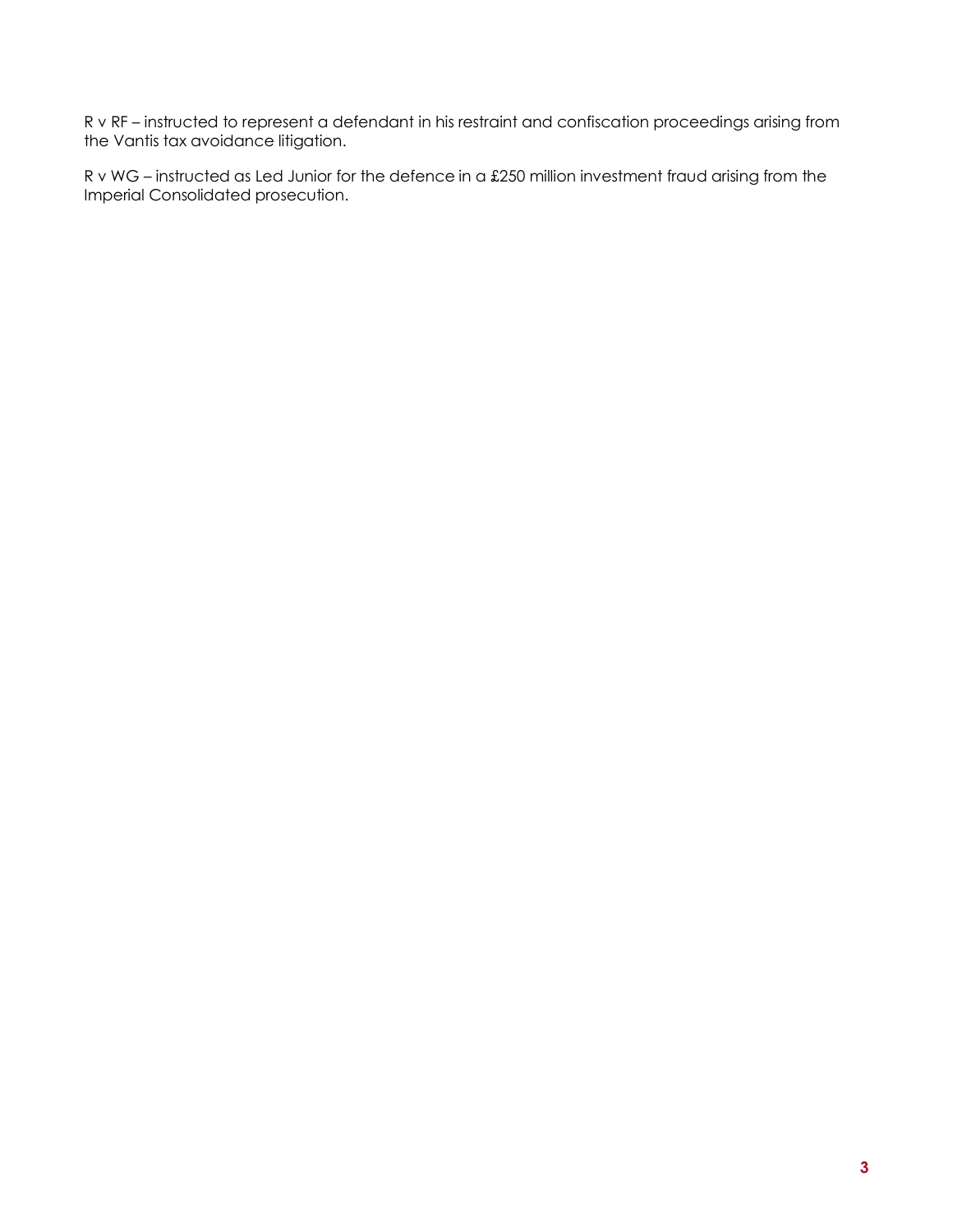R v RF – instructed to represent a defendant in his restraint and confiscation proceedings arising from the Vantis tax avoidance litigation.

R v WG – instructed as Led Junior for the defence in a £250 million investment fraud arising from the Imperial Consolidated prosecution.